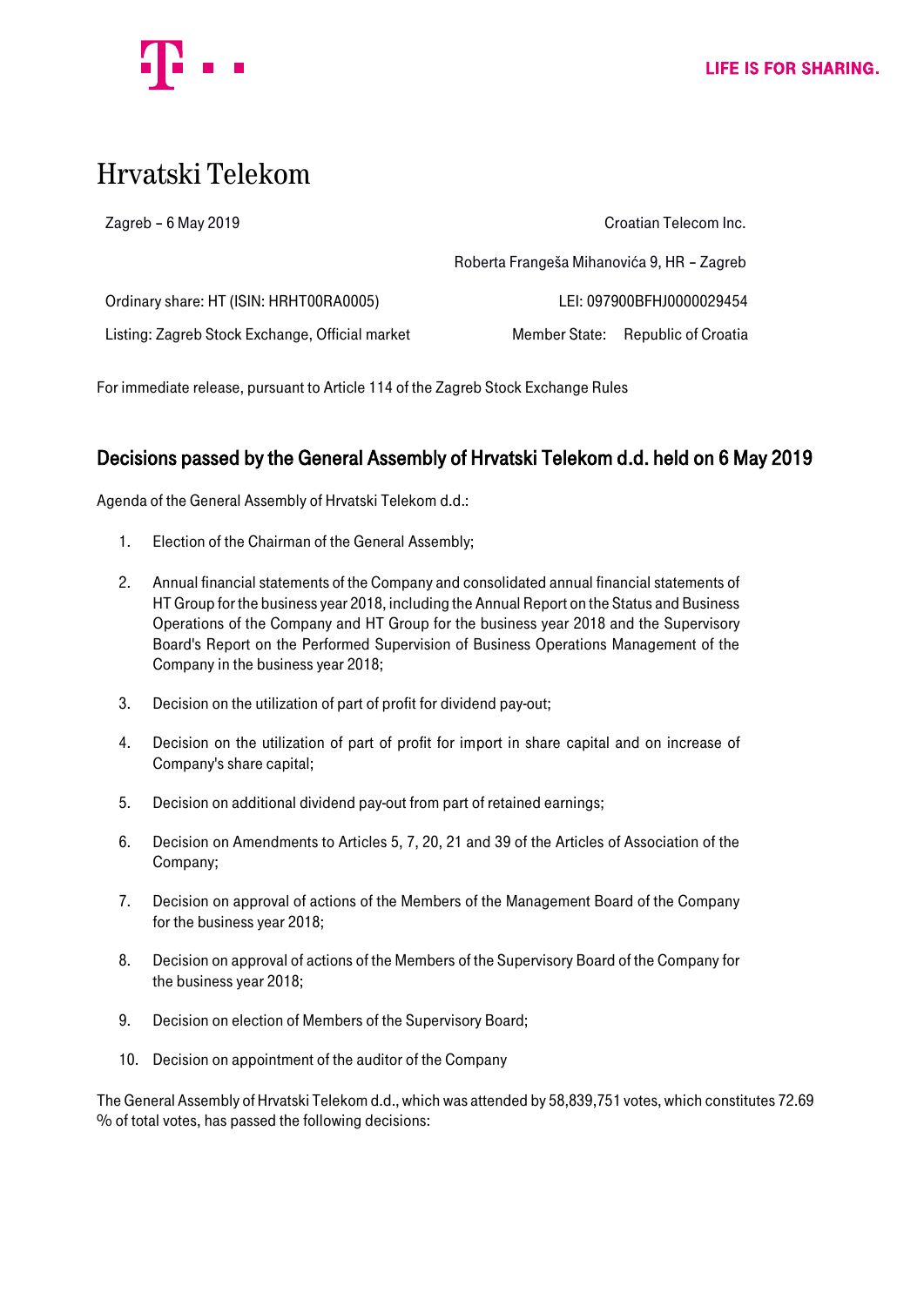# Hrvatski Telekom

| | |
|---|---|
| Zagreb – 6 May 2019 | Croatian Telecom Inc. |
| | Roberta Frangeša Mihanovića 9, HR – Zagreb |
| Ordinary share: HT (ISIN: HRHT00RA0005) | LEI: 097900BFHJ0000029454 |
| Listing: Zagreb Stock Exchange, Official market | Member State: Republic of Croatia |

For immediate release, pursuant to Article 114 of the Zagreb Stock Exchange Rules

## Decisions passed by the General Assembly of Hrvatski Telekom d.d. held on 6 May 2019

Agenda of the General Assembly of Hrvatski Telekom d.d.:

1. Election of the Chairman of the General Assembly;
2. Annual financial statements of the Company and consolidated annual financial statements of HT Group for the business year 2018, including the Annual Report on the Status and Business Operations of the Company and HT Group for the business year 2018 and the Supervisory Board's Report on the Performed Supervision of Business Operations Management of the Company in the business year 2018;
3. Decision on the utilization of part of profit for dividend pay-out;
4. Decision on the utilization of part of profit for import in share capital and on increase of Company's share capital;
5. Decision on additional dividend pay-out from part of retained earnings;
6. Decision on Amendments to Articles 5, 7, 20, 21 and 39 of the Articles of Association of the Company;
7. Decision on approval of actions of the Members of the Management Board of the Company for the business year 2018;
8. Decision on approval of actions of the Members of the Supervisory Board of the Company for the business year 2018;
9. Decision on election of Members of the Supervisory Board;
10. Decision on appointment of the auditor of the Company

The General Assembly of Hrvatski Telekom d.d., which was attended by 58,839,751 votes, which constitutes 72.69 % of total votes, has passed the following decisions: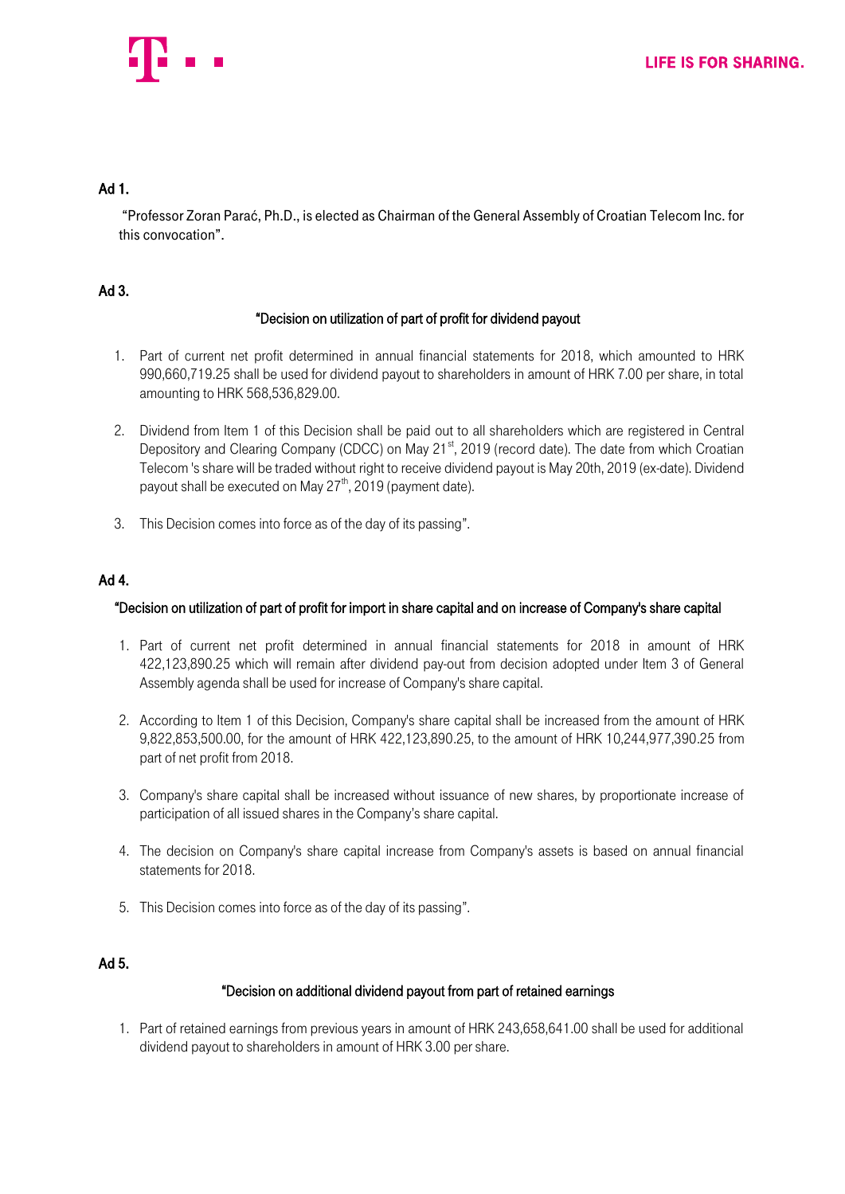**Ad 1.**

"Professor Zoran Parać, Ph.D., is elected as Chairman of the General Assembly of Croatian Telecom Inc. for this convocation".

**Ad 3.**

**"Decision on utilization of part of profit for dividend payout**

1. Part of current net profit determined in annual financial statements for 2018, which amounted to HRK 990,660,719.25 shall be used for dividend payout to shareholders in amount of HRK 7.00 per share, in total amounting to HRK 568,536,829.00.

2. Dividend from Item 1 of this Decision shall be paid out to all shareholders which are registered in Central Depository and Clearing Company (CDCC) on May 21st, 2019 (record date). The date from which Croatian Telecom 's share will be traded without right to receive dividend payout is May 20th, 2019 (ex-date). Dividend payout shall be executed on May 27th, 2019 (payment date).

3. This Decision comes into force as of the day of its passing".

**Ad 4.**

**"Decision on utilization of part of profit for import in share capital and on increase of Company's share capital**

1. Part of current net profit determined in annual financial statements for 2018 in amount of HRK 422,123,890.25 which will remain after dividend pay-out from decision adopted under Item 3 of General Assembly agenda shall be used for increase of Company's share capital.

2. According to Item 1 of this Decision, Company's share capital shall be increased from the amount of HRK 9,822,853,500.00, for the amount of HRK 422,123,890.25, to the amount of HRK 10,244,977,390.25 from part of net profit from 2018.

3. Company's share capital shall be increased without issuance of new shares, by proportionate increase of participation of all issued shares in the Company's share capital.

4. The decision on Company's share capital increase from Company's assets is based on annual financial statements for 2018.

5. This Decision comes into force as of the day of its passing".

**Ad 5.**

**"Decision on additional dividend payout from part of retained earnings**

1. Part of retained earnings from previous years in amount of HRK 243,658,641.00 shall be used for additional dividend payout to shareholders in amount of HRK 3.00 per share.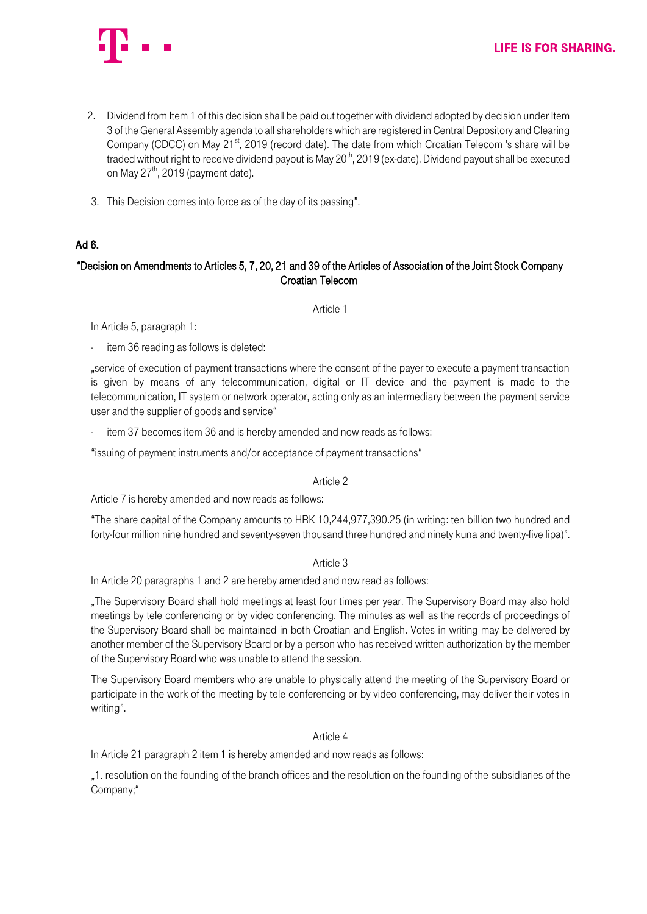2. Dividend from Item 1 of this decision shall be paid out together with dividend adopted by decision under Item 3 of the General Assembly agenda to all shareholders which are registered in Central Depository and Clearing Company (CDCC) on May 21st, 2019 (record date). The date from which Croatian Telecom 's share will be traded without right to receive dividend payout is May 20th, 2019 (ex-date). Dividend payout shall be executed on May 27th, 2019 (payment date).

3. This Decision comes into force as of the day of its passing".

**Ad 6.**

**"Decision on Amendments to Articles 5, 7, 20, 21 and 39 of the Articles of Association of the Joint Stock Company Croatian Telecom**

Article 1

In Article 5, paragraph 1:

- item 36 reading as follows is deleted:

„service of execution of payment transactions where the consent of the payer to execute a payment transaction is given by means of any telecommunication, digital or IT device and the payment is made to the telecommunication, IT system or network operator, acting only as an intermediary between the payment service user and the supplier of goods and service"

- item 37 becomes item 36 and is hereby amended and now reads as follows:

"issuing of payment instruments and/or acceptance of payment transactions"

Article 2

Article 7 is hereby amended and now reads as follows:

"The share capital of the Company amounts to HRK 10,244,977,390.25 (in writing: ten billion two hundred and forty-four million nine hundred and seventy-seven thousand three hundred and ninety kuna and twenty-five lipa)".

Article 3

In Article 20 paragraphs 1 and 2 are hereby amended and now read as follows:

„The Supervisory Board shall hold meetings at least four times per year. The Supervisory Board may also hold meetings by tele conferencing or by video conferencing. The minutes as well as the records of proceedings of the Supervisory Board shall be maintained in both Croatian and English. Votes in writing may be delivered by another member of the Supervisory Board or by a person who has received written authorization by the member of the Supervisory Board who was unable to attend the session.

The Supervisory Board members who are unable to physically attend the meeting of the Supervisory Board or participate in the work of the meeting by tele conferencing or by video conferencing, may deliver their votes in writing".

Article 4

In Article 21 paragraph 2 item 1 is hereby amended and now reads as follows:

„1. resolution on the founding of the branch offices and the resolution on the founding of the subsidiaries of the Company;"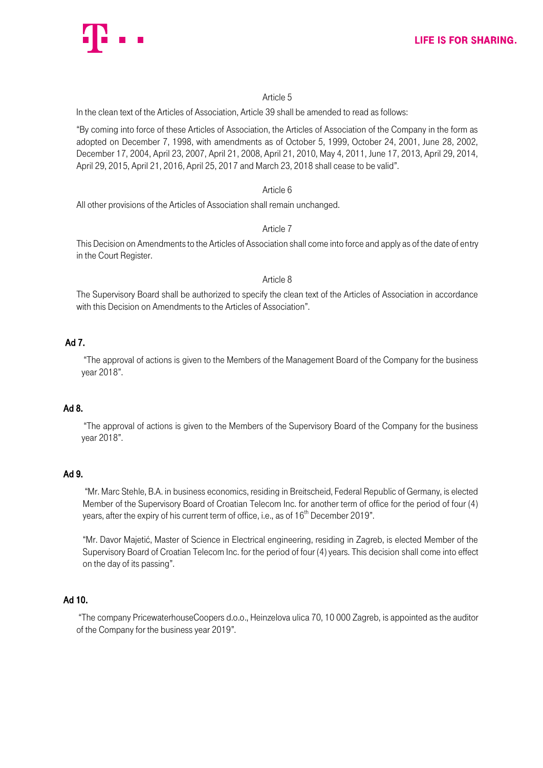Article 5

In the clean text of the Articles of Association, Article 39 shall be amended to read as follows:

"By coming into force of these Articles of Association, the Articles of Association of the Company in the form as adopted on December 7, 1998, with amendments as of October 5, 1999, October 24, 2001, June 28, 2002, December 17, 2004, April 23, 2007, April 21, 2008, April 21, 2010, May 4, 2011, June 17, 2013, April 29, 2014, April 29, 2015, April 21, 2016, April 25, 2017 and March 23, 2018 shall cease to be valid".

Article 6

All other provisions of the Articles of Association shall remain unchanged.

Article 7

This Decision on Amendments to the Articles of Association shall come into force and apply as of the date of entry in the Court Register.

Article 8

The Supervisory Board shall be authorized to specify the clean text of the Articles of Association in accordance with this Decision on Amendments to the Articles of Association".

**Ad 7.**

"The approval of actions is given to the Members of the Management Board of the Company for the business year 2018".

**Ad 8.**

"The approval of actions is given to the Members of the Supervisory Board of the Company for the business year 2018".

**Ad 9.**

"Mr. Marc Stehle, B.A. in business economics, residing in Breitscheid, Federal Republic of Germany, is elected Member of the Supervisory Board of Croatian Telecom Inc. for another term of office for the period of four (4) years, after the expiry of his current term of office, i.e., as of 16th December 2019".

"Mr. Davor Majetić, Master of Science in Electrical engineering, residing in Zagreb, is elected Member of the Supervisory Board of Croatian Telecom Inc. for the period of four (4) years. This decision shall come into effect on the day of its passing".

**Ad 10.**

"The company PricewaterhouseCoopers d.o.o., Heinzelova ulica 70, 10 000 Zagreb, is appointed as the auditor of the Company for the business year 2019".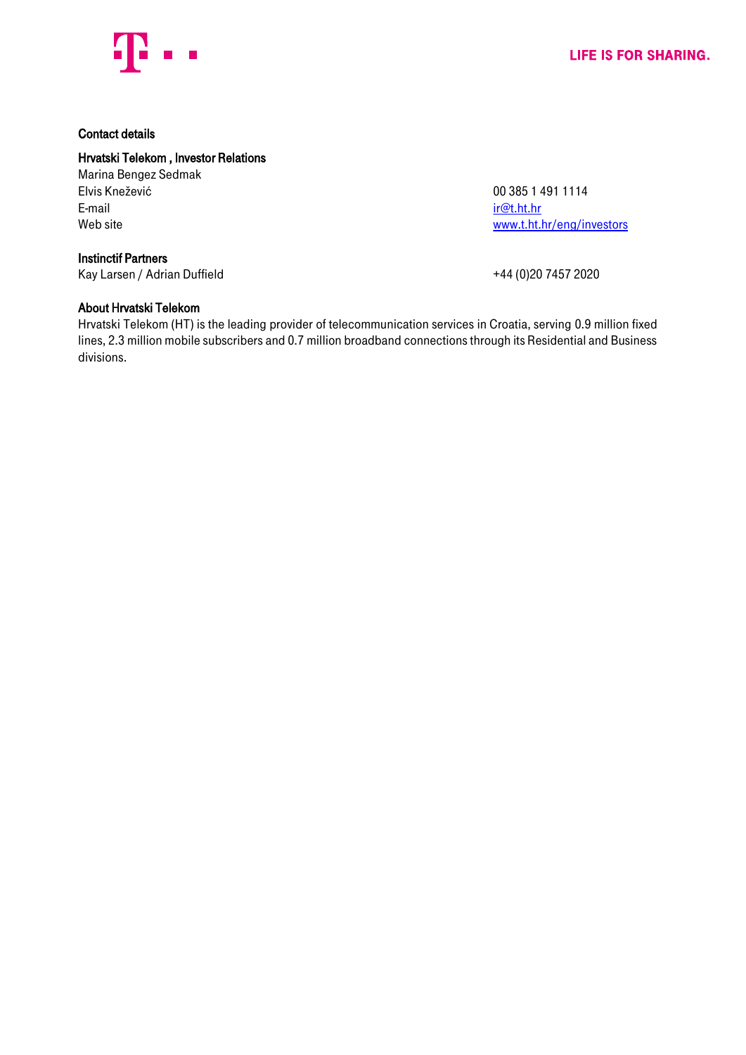## Contact details

**Hrvatski Telekom , Investor Relations**

| | |
|---|---|
| Marina Bengez Sedmak | |
| Elvis Knežević | 00 385 1 491 1114 |
| E-mail | ir@t.ht.hr |
| Web site | www.t.ht.hr/eng/investors |

**Instinctif Partners**

| | |
|---|---|
| Kay Larsen / Adrian Duffield | +44 (0)20 7457 2020 |

**About Hrvatski Telekom**

Hrvatski Telekom (HT) is the leading provider of telecommunication services in Croatia, serving 0.9 million fixed lines, 2.3 million mobile subscribers and 0.7 million broadband connections through its Residential and Business divisions.